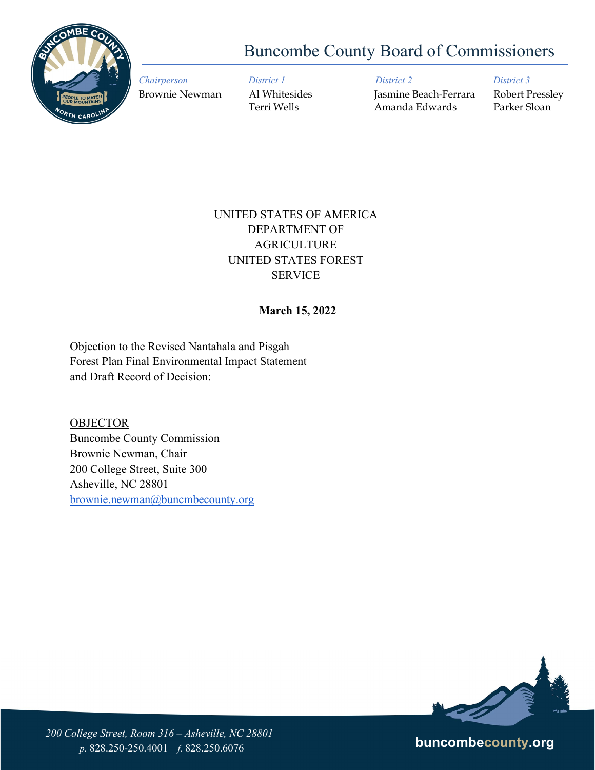# Buncombe County Board of Commissioners

| *Chairperson* | *District 1* | *District 2* | *District 3* |
|---|---|---|---|
| Brownie Newman | Al Whitesides | Jasmine Beach-Ferrara | Robert Pressley |
| | Terri Wells | Amanda Edwards | Parker Sloan |

UNITED STATES OF AMERICA
DEPARTMENT OF
AGRICULTURE
UNITED STATES FOREST
SERVICE

**March 15, 2022**

Objection to the Revised Nantahala and Pisgah
Forest Plan Final Environmental Impact Statement
and Draft Record of Decision:

OBJECTOR
Buncombe County Commission
Brownie Newman, Chair
200 College Street, Suite 300
Asheville, NC 28801
brownie.newman@buncmbecounty.org

*200 College Street, Room 316 – Asheville, NC 28801*
*p.* 828.250-250.4001 *f.* 828.250.6076

buncombecounty.org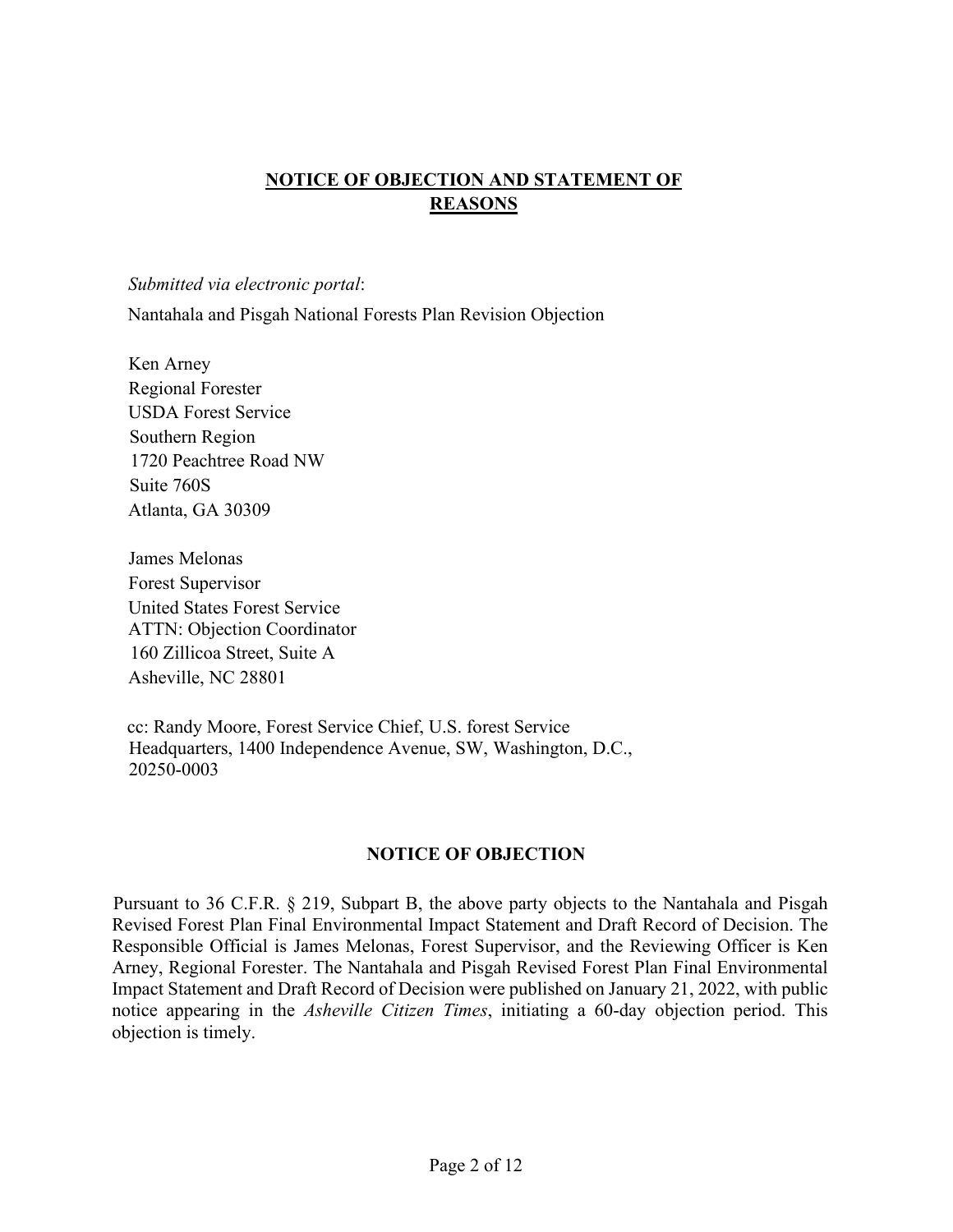## NOTICE OF OBJECTION AND STATEMENT OF REASONS

*Submitted via electronic portal*:

Nantahala and Pisgah National Forests Plan Revision Objection

Ken Arney
Regional Forester
USDA Forest Service
Southern Region
1720 Peachtree Road NW
Suite 760S
Atlanta, GA 30309

James Melonas
Forest Supervisor
United States Forest Service
ATTN: Objection Coordinator
160 Zillicoa Street, Suite A
Asheville, NC 28801

cc: Randy Moore, Forest Service Chief, U.S. forest Service Headquarters, 1400 Independence Avenue, SW, Washington, D.C., 20250-0003

### NOTICE OF OBJECTION

Pursuant to 36 C.F.R. § 219, Subpart B, the above party objects to the Nantahala and Pisgah Revised Forest Plan Final Environmental Impact Statement and Draft Record of Decision. The Responsible Official is James Melonas, Forest Supervisor, and the Reviewing Officer is Ken Arney, Regional Forester. The Nantahala and Pisgah Revised Forest Plan Final Environmental Impact Statement and Draft Record of Decision were published on January 21, 2022, with public notice appearing in the *Asheville Citizen Times*, initiating a 60-day objection period. This objection is timely.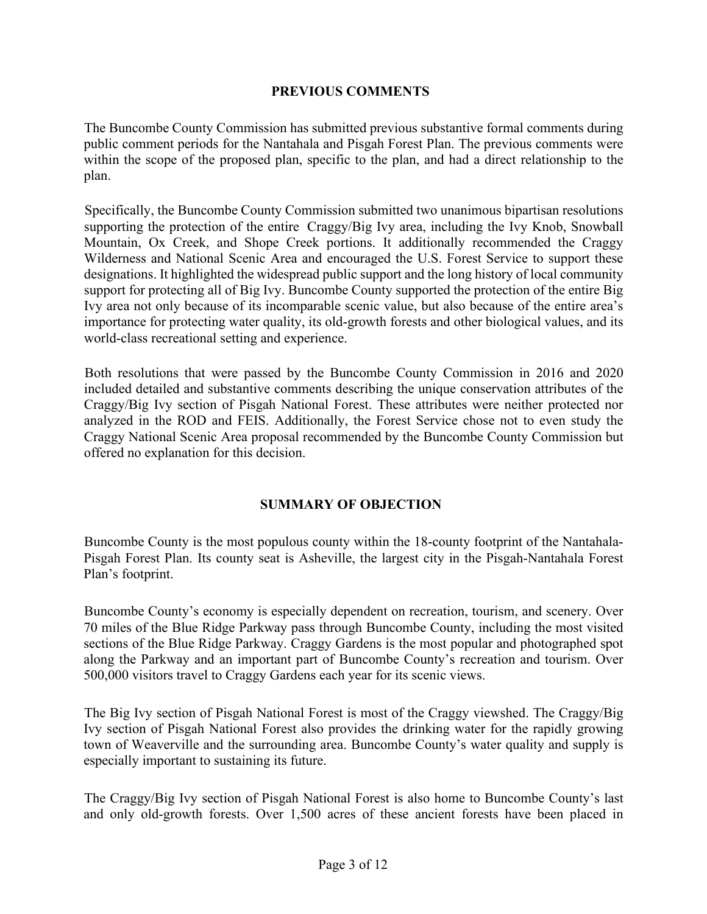## PREVIOUS COMMENTS

The Buncombe County Commission has submitted previous substantive formal comments during public comment periods for the Nantahala and Pisgah Forest Plan. The previous comments were within the scope of the proposed plan, specific to the plan, and had a direct relationship to the plan.

Specifically, the Buncombe County Commission submitted two unanimous bipartisan resolutions supporting the protection of the entire Craggy/Big Ivy area, including the Ivy Knob, Snowball Mountain, Ox Creek, and Shope Creek portions. It additionally recommended the Craggy Wilderness and National Scenic Area and encouraged the U.S. Forest Service to support these designations. It highlighted the widespread public support and the long history of local community support for protecting all of Big Ivy. Buncombe County supported the protection of the entire Big Ivy area not only because of its incomparable scenic value, but also because of the entire area's importance for protecting water quality, its old-growth forests and other biological values, and its world-class recreational setting and experience.

Both resolutions that were passed by the Buncombe County Commission in 2016 and 2020 included detailed and substantive comments describing the unique conservation attributes of the Craggy/Big Ivy section of Pisgah National Forest. These attributes were neither protected nor analyzed in the ROD and FEIS. Additionally, the Forest Service chose not to even study the Craggy National Scenic Area proposal recommended by the Buncombe County Commission but offered no explanation for this decision.

## SUMMARY OF OBJECTION

Buncombe County is the most populous county within the 18-county footprint of the Nantahala-Pisgah Forest Plan. Its county seat is Asheville, the largest city in the Pisgah-Nantahala Forest Plan's footprint.

Buncombe County's economy is especially dependent on recreation, tourism, and scenery. Over 70 miles of the Blue Ridge Parkway pass through Buncombe County, including the most visited sections of the Blue Ridge Parkway. Craggy Gardens is the most popular and photographed spot along the Parkway and an important part of Buncombe County's recreation and tourism. Over 500,000 visitors travel to Craggy Gardens each year for its scenic views.

The Big Ivy section of Pisgah National Forest is most of the Craggy viewshed. The Craggy/Big Ivy section of Pisgah National Forest also provides the drinking water for the rapidly growing town of Weaverville and the surrounding area. Buncombe County's water quality and supply is especially important to sustaining its future.

The Craggy/Big Ivy section of Pisgah National Forest is also home to Buncombe County's last and only old-growth forests. Over 1,500 acres of these ancient forests have been placed in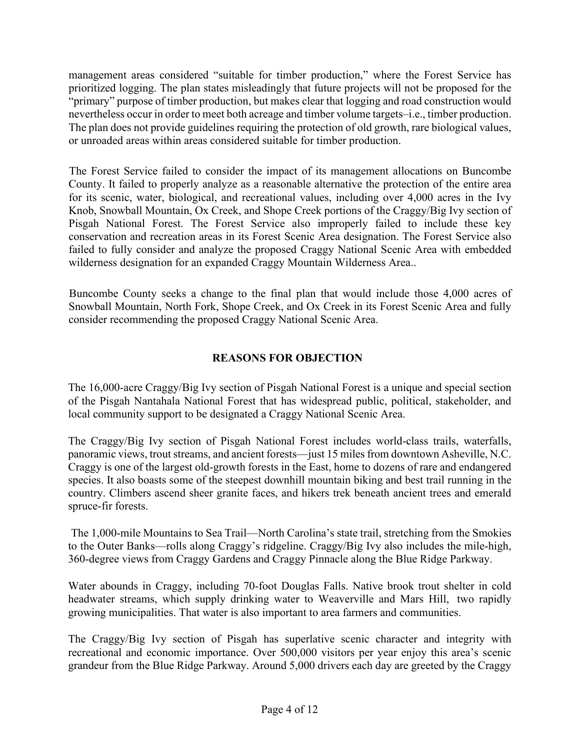management areas considered "suitable for timber production," where the Forest Service has prioritized logging. The plan states misleadingly that future projects will not be proposed for the "primary" purpose of timber production, but makes clear that logging and road construction would nevertheless occur in order to meet both acreage and timber volume targets–i.e., timber production. The plan does not provide guidelines requiring the protection of old growth, rare biological values, or unroaded areas within areas considered suitable for timber production.

The Forest Service failed to consider the impact of its management allocations on Buncombe County. It failed to properly analyze as a reasonable alternative the protection of the entire area for its scenic, water, biological, and recreational values, including over 4,000 acres in the Ivy Knob, Snowball Mountain, Ox Creek, and Shope Creek portions of the Craggy/Big Ivy section of Pisgah National Forest. The Forest Service also improperly failed to include these key conservation and recreation areas in its Forest Scenic Area designation. The Forest Service also failed to fully consider and analyze the proposed Craggy National Scenic Area with embedded wilderness designation for an expanded Craggy Mountain Wilderness Area..

Buncombe County seeks a change to the final plan that would include those 4,000 acres of Snowball Mountain, North Fork, Shope Creek, and Ox Creek in its Forest Scenic Area and fully consider recommending the proposed Craggy National Scenic Area.

## REASONS FOR OBJECTION

The 16,000-acre Craggy/Big Ivy section of Pisgah National Forest is a unique and special section of the Pisgah Nantahala National Forest that has widespread public, political, stakeholder, and local community support to be designated a Craggy National Scenic Area.

The Craggy/Big Ivy section of Pisgah National Forest includes world-class trails, waterfalls, panoramic views, trout streams, and ancient forests—just 15 miles from downtown Asheville, N.C. Craggy is one of the largest old-growth forests in the East, home to dozens of rare and endangered species. It also boasts some of the steepest downhill mountain biking and best trail running in the country. Climbers ascend sheer granite faces, and hikers trek beneath ancient trees and emerald spruce-fir forests.

The 1,000-mile Mountains to Sea Trail—North Carolina's state trail, stretching from the Smokies to the Outer Banks—rolls along Craggy's ridgeline. Craggy/Big Ivy also includes the mile-high, 360-degree views from Craggy Gardens and Craggy Pinnacle along the Blue Ridge Parkway.

Water abounds in Craggy, including 70-foot Douglas Falls. Native brook trout shelter in cold headwater streams, which supply drinking water to Weaverville and Mars Hill, two rapidly growing municipalities. That water is also important to area farmers and communities.

The Craggy/Big Ivy section of Pisgah has superlative scenic character and integrity with recreational and economic importance. Over 500,000 visitors per year enjoy this area's scenic grandeur from the Blue Ridge Parkway. Around 5,000 drivers each day are greeted by the Craggy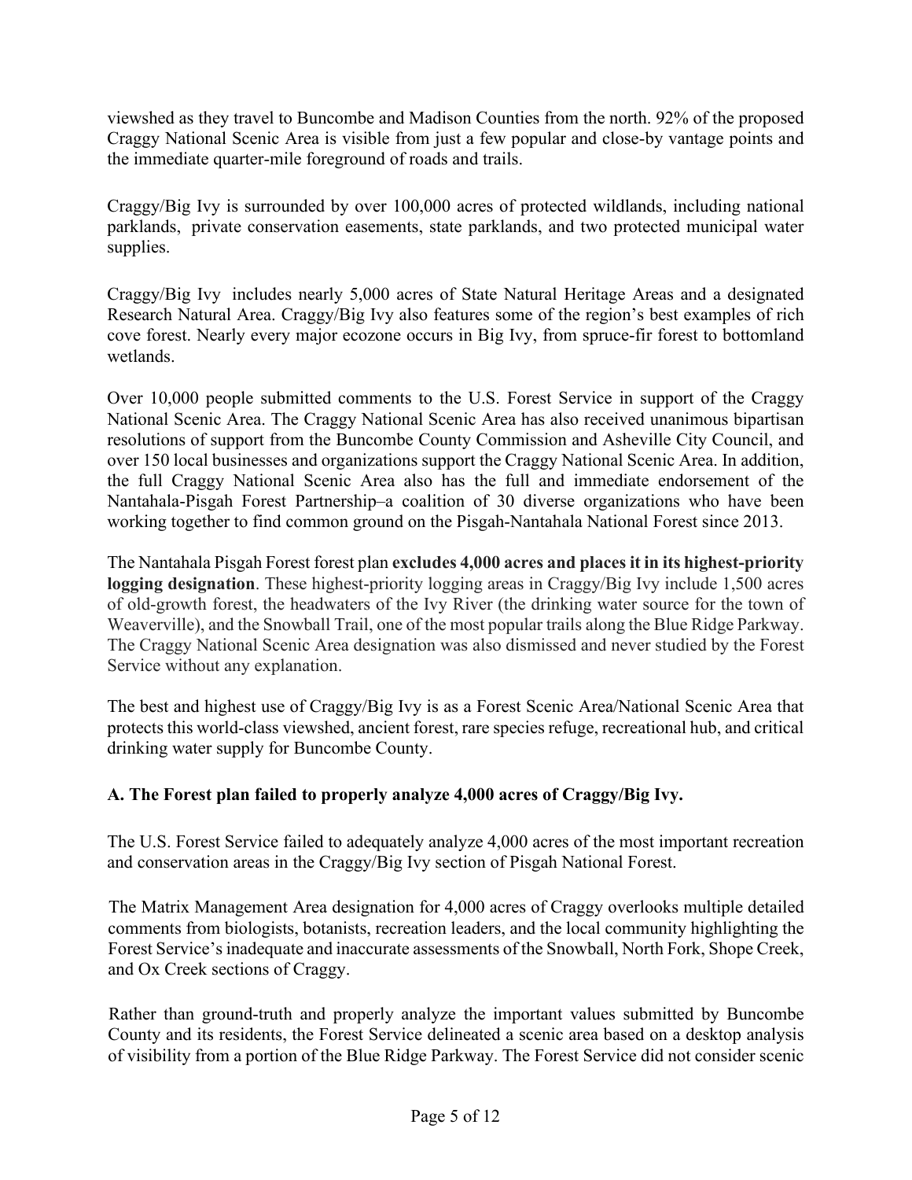viewshed as they travel to Buncombe and Madison Counties from the north. 92% of the proposed Craggy National Scenic Area is visible from just a few popular and close-by vantage points and the immediate quarter-mile foreground of roads and trails.

Craggy/Big Ivy is surrounded by over 100,000 acres of protected wildlands, including national parklands, private conservation easements, state parklands, and two protected municipal water supplies.

Craggy/Big Ivy includes nearly 5,000 acres of State Natural Heritage Areas and a designated Research Natural Area. Craggy/Big Ivy also features some of the region's best examples of rich cove forest. Nearly every major ecozone occurs in Big Ivy, from spruce-fir forest to bottomland wetlands.

Over 10,000 people submitted comments to the U.S. Forest Service in support of the Craggy National Scenic Area. The Craggy National Scenic Area has also received unanimous bipartisan resolutions of support from the Buncombe County Commission and Asheville City Council, and over 150 local businesses and organizations support the Craggy National Scenic Area. In addition, the full Craggy National Scenic Area also has the full and immediate endorsement of the Nantahala-Pisgah Forest Partnership–a coalition of 30 diverse organizations who have been working together to find common ground on the Pisgah-Nantahala National Forest since 2013.

The Nantahala Pisgah Forest forest plan **excludes 4,000 acres and places it in its highest-priority logging designation**. These highest-priority logging areas in Craggy/Big Ivy include 1,500 acres of old-growth forest, the headwaters of the Ivy River (the drinking water source for the town of Weaverville), and the Snowball Trail, one of the most popular trails along the Blue Ridge Parkway. The Craggy National Scenic Area designation was also dismissed and never studied by the Forest Service without any explanation.

The best and highest use of Craggy/Big Ivy is as a Forest Scenic Area/National Scenic Area that protects this world-class viewshed, ancient forest, rare species refuge, recreational hub, and critical drinking water supply for Buncombe County.

**A. The Forest plan failed to properly analyze 4,000 acres of Craggy/Big Ivy.**

The U.S. Forest Service failed to adequately analyze 4,000 acres of the most important recreation and conservation areas in the Craggy/Big Ivy section of Pisgah National Forest.

The Matrix Management Area designation for 4,000 acres of Craggy overlooks multiple detailed comments from biologists, botanists, recreation leaders, and the local community highlighting the Forest Service's inadequate and inaccurate assessments of the Snowball, North Fork, Shope Creek, and Ox Creek sections of Craggy.

Rather than ground-truth and properly analyze the important values submitted by Buncombe County and its residents, the Forest Service delineated a scenic area based on a desktop analysis of visibility from a portion of the Blue Ridge Parkway. The Forest Service did not consider scenic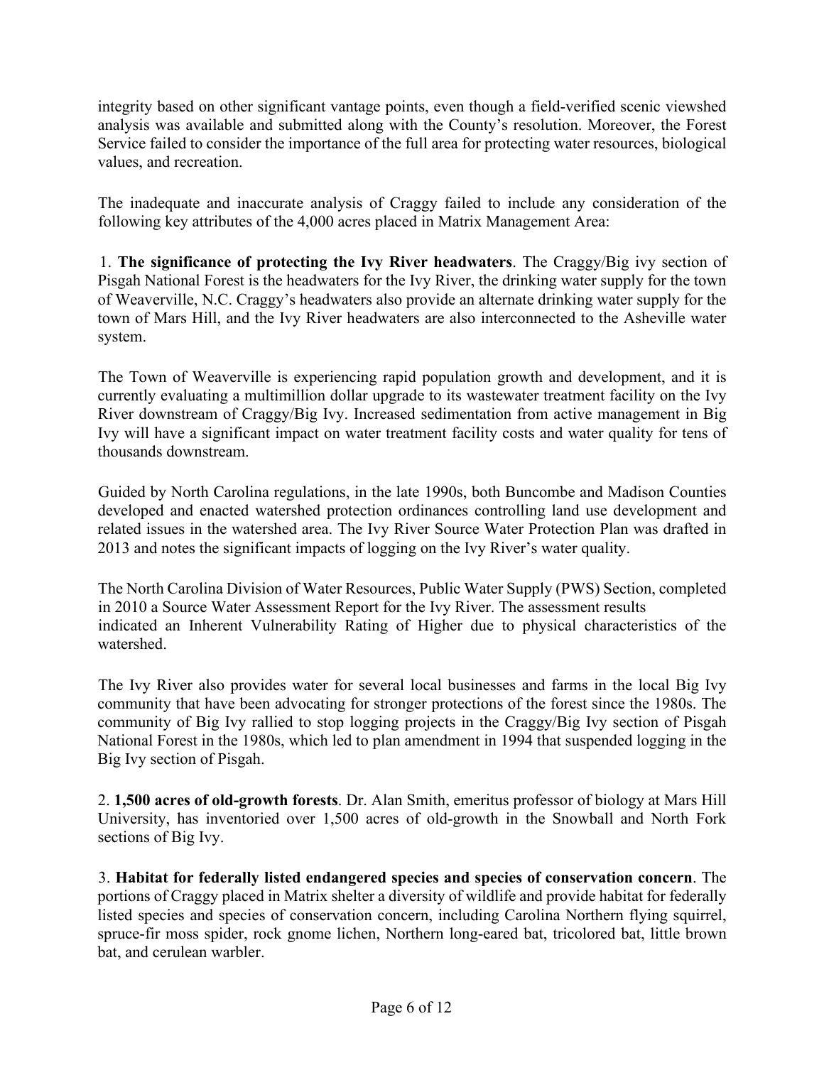integrity based on other significant vantage points, even though a field-verified scenic viewshed analysis was available and submitted along with the County's resolution. Moreover, the Forest Service failed to consider the importance of the full area for protecting water resources, biological values, and recreation.

The inadequate and inaccurate analysis of Craggy failed to include any consideration of the following key attributes of the 4,000 acres placed in Matrix Management Area:

1. **The significance of protecting the Ivy River headwaters**. The Craggy/Big ivy section of Pisgah National Forest is the headwaters for the Ivy River, the drinking water supply for the town of Weaverville, N.C. Craggy's headwaters also provide an alternate drinking water supply for the town of Mars Hill, and the Ivy River headwaters are also interconnected to the Asheville water system.

The Town of Weaverville is experiencing rapid population growth and development, and it is currently evaluating a multimillion dollar upgrade to its wastewater treatment facility on the Ivy River downstream of Craggy/Big Ivy. Increased sedimentation from active management in Big Ivy will have a significant impact on water treatment facility costs and water quality for tens of thousands downstream.

Guided by North Carolina regulations, in the late 1990s, both Buncombe and Madison Counties developed and enacted watershed protection ordinances controlling land use development and related issues in the watershed area. The Ivy River Source Water Protection Plan was drafted in 2013 and notes the significant impacts of logging on the Ivy River's water quality.

The North Carolina Division of Water Resources, Public Water Supply (PWS) Section, completed in 2010 a Source Water Assessment Report for the Ivy River. The assessment results indicated an Inherent Vulnerability Rating of Higher due to physical characteristics of the watershed.

The Ivy River also provides water for several local businesses and farms in the local Big Ivy community that have been advocating for stronger protections of the forest since the 1980s. The community of Big Ivy rallied to stop logging projects in the Craggy/Big Ivy section of Pisgah National Forest in the 1980s, which led to plan amendment in 1994 that suspended logging in the Big Ivy section of Pisgah.

2. **1,500 acres of old-growth forests**. Dr. Alan Smith, emeritus professor of biology at Mars Hill University, has inventoried over 1,500 acres of old-growth in the Snowball and North Fork sections of Big Ivy.

3. **Habitat for federally listed endangered species and species of conservation concern**. The portions of Craggy placed in Matrix shelter a diversity of wildlife and provide habitat for federally listed species and species of conservation concern, including Carolina Northern flying squirrel, spruce-fir moss spider, rock gnome lichen, Northern long-eared bat, tricolored bat, little brown bat, and cerulean warbler.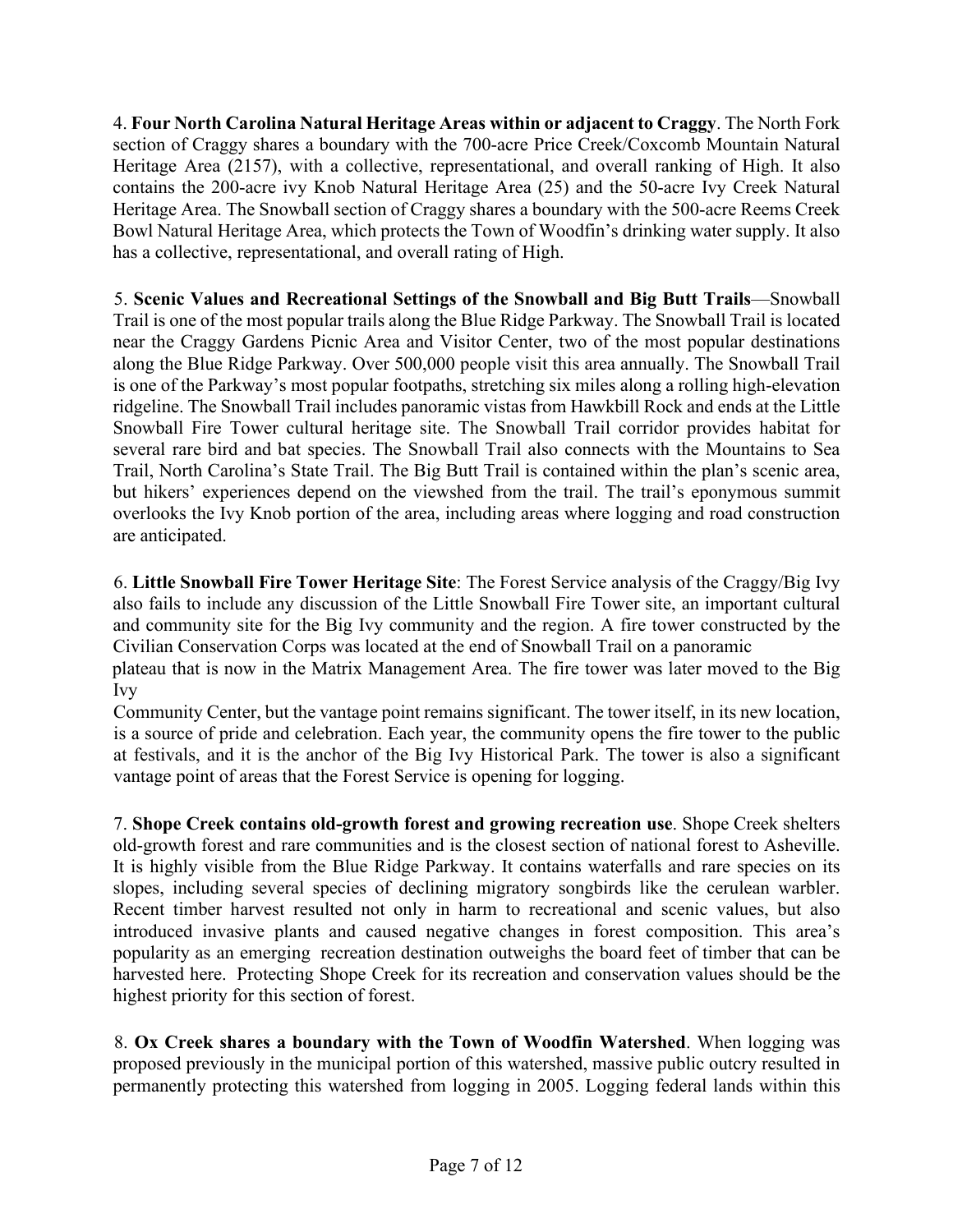4. **Four North Carolina Natural Heritage Areas within or adjacent to Craggy**. The North Fork section of Craggy shares a boundary with the 700-acre Price Creek/Coxcomb Mountain Natural Heritage Area (2157), with a collective, representational, and overall ranking of High. It also contains the 200-acre ivy Knob Natural Heritage Area (25) and the 50-acre Ivy Creek Natural Heritage Area. The Snowball section of Craggy shares a boundary with the 500-acre Reems Creek Bowl Natural Heritage Area, which protects the Town of Woodfin's drinking water supply. It also has a collective, representational, and overall rating of High.

5. **Scenic Values and Recreational Settings of the Snowball and Big Butt Trails**—Snowball Trail is one of the most popular trails along the Blue Ridge Parkway. The Snowball Trail is located near the Craggy Gardens Picnic Area and Visitor Center, two of the most popular destinations along the Blue Ridge Parkway. Over 500,000 people visit this area annually. The Snowball Trail is one of the Parkway's most popular footpaths, stretching six miles along a rolling high-elevation ridgeline. The Snowball Trail includes panoramic vistas from Hawkbill Rock and ends at the Little Snowball Fire Tower cultural heritage site. The Snowball Trail corridor provides habitat for several rare bird and bat species. The Snowball Trail also connects with the Mountains to Sea Trail, North Carolina's State Trail. The Big Butt Trail is contained within the plan's scenic area, but hikers' experiences depend on the viewshed from the trail. The trail's eponymous summit overlooks the Ivy Knob portion of the area, including areas where logging and road construction are anticipated.

6. **Little Snowball Fire Tower Heritage Site**: The Forest Service analysis of the Craggy/Big Ivy also fails to include any discussion of the Little Snowball Fire Tower site, an important cultural and community site for the Big Ivy community and the region. A fire tower constructed by the Civilian Conservation Corps was located at the end of Snowball Trail on a panoramic plateau that is now in the Matrix Management Area. The fire tower was later moved to the Big Ivy Community Center, but the vantage point remains significant. The tower itself, in its new location, is a source of pride and celebration. Each year, the community opens the fire tower to the public at festivals, and it is the anchor of the Big Ivy Historical Park. The tower is also a significant vantage point of areas that the Forest Service is opening for logging.

7. **Shope Creek contains old-growth forest and growing recreation use**. Shope Creek shelters old-growth forest and rare communities and is the closest section of national forest to Asheville. It is highly visible from the Blue Ridge Parkway. It contains waterfalls and rare species on its slopes, including several species of declining migratory songbirds like the cerulean warbler. Recent timber harvest resulted not only in harm to recreational and scenic values, but also introduced invasive plants and caused negative changes in forest composition. This area's popularity as an emerging recreation destination outweighs the board feet of timber that can be harvested here. Protecting Shope Creek for its recreation and conservation values should be the highest priority for this section of forest.

8. **Ox Creek shares a boundary with the Town of Woodfin Watershed**. When logging was proposed previously in the municipal portion of this watershed, massive public outcry resulted in permanently protecting this watershed from logging in 2005. Logging federal lands within this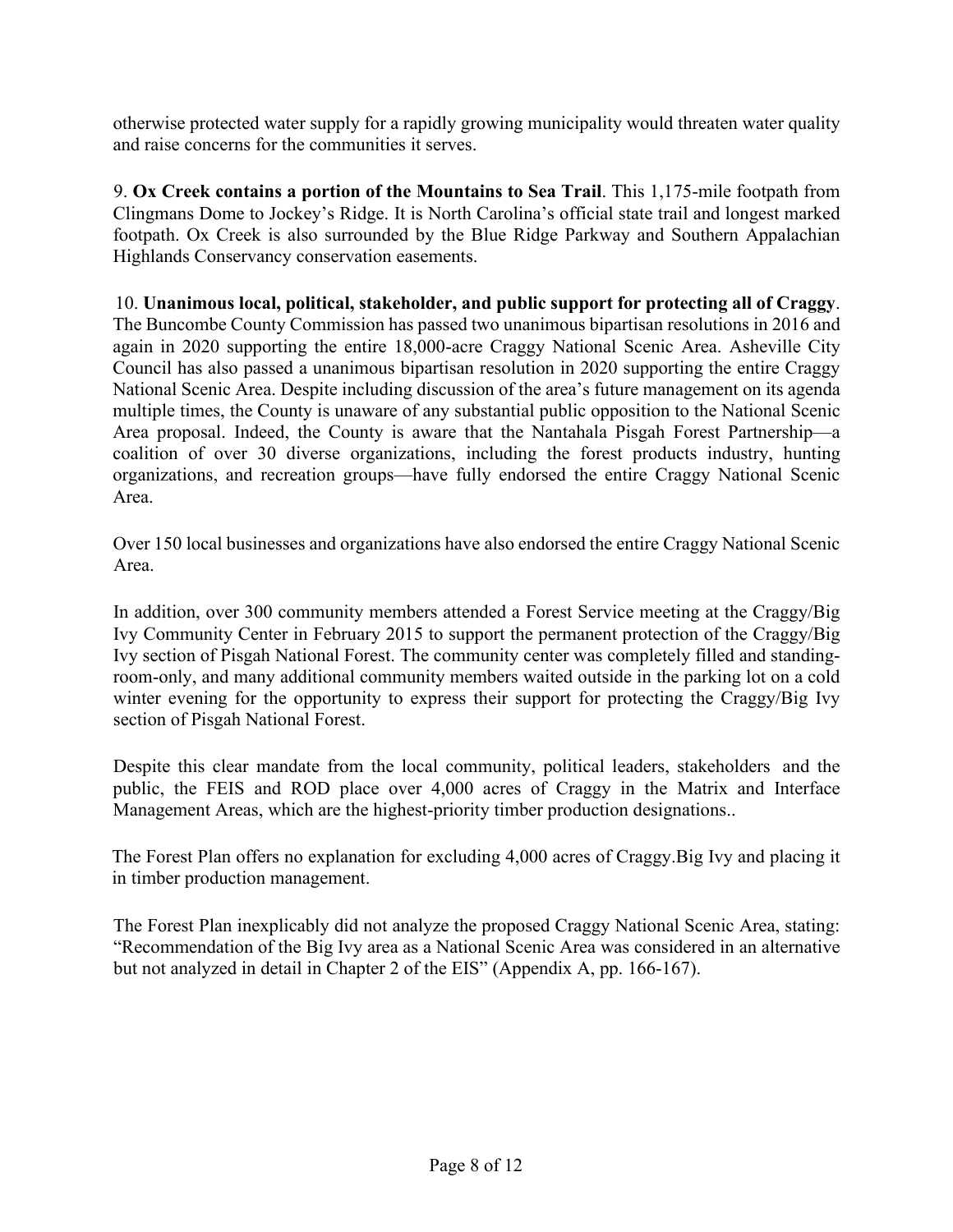otherwise protected water supply for a rapidly growing municipality would threaten water quality and raise concerns for the communities it serves.

9. **Ox Creek contains a portion of the Mountains to Sea Trail**. This 1,175-mile footpath from Clingmans Dome to Jockey's Ridge. It is North Carolina's official state trail and longest marked footpath. Ox Creek is also surrounded by the Blue Ridge Parkway and Southern Appalachian Highlands Conservancy conservation easements.

10. **Unanimous local, political, stakeholder, and public support for protecting all of Craggy**. The Buncombe County Commission has passed two unanimous bipartisan resolutions in 2016 and again in 2020 supporting the entire 18,000-acre Craggy National Scenic Area. Asheville City Council has also passed a unanimous bipartisan resolution in 2020 supporting the entire Craggy National Scenic Area. Despite including discussion of the area's future management on its agenda multiple times, the County is unaware of any substantial public opposition to the National Scenic Area proposal. Indeed, the County is aware that the Nantahala Pisgah Forest Partnership—a coalition of over 30 diverse organizations, including the forest products industry, hunting organizations, and recreation groups—have fully endorsed the entire Craggy National Scenic Area.

Over 150 local businesses and organizations have also endorsed the entire Craggy National Scenic Area.

In addition, over 300 community members attended a Forest Service meeting at the Craggy/Big Ivy Community Center in February 2015 to support the permanent protection of the Craggy/Big Ivy section of Pisgah National Forest. The community center was completely filled and standing-room-only, and many additional community members waited outside in the parking lot on a cold winter evening for the opportunity to express their support for protecting the Craggy/Big Ivy section of Pisgah National Forest.

Despite this clear mandate from the local community, political leaders, stakeholders and the public, the FEIS and ROD place over 4,000 acres of Craggy in the Matrix and Interface Management Areas, which are the highest-priority timber production designations..

The Forest Plan offers no explanation for excluding 4,000 acres of Craggy.Big Ivy and placing it in timber production management.

The Forest Plan inexplicably did not analyze the proposed Craggy National Scenic Area, stating: "Recommendation of the Big Ivy area as a National Scenic Area was considered in an alternative but not analyzed in detail in Chapter 2 of the EIS" (Appendix A, pp. 166-167).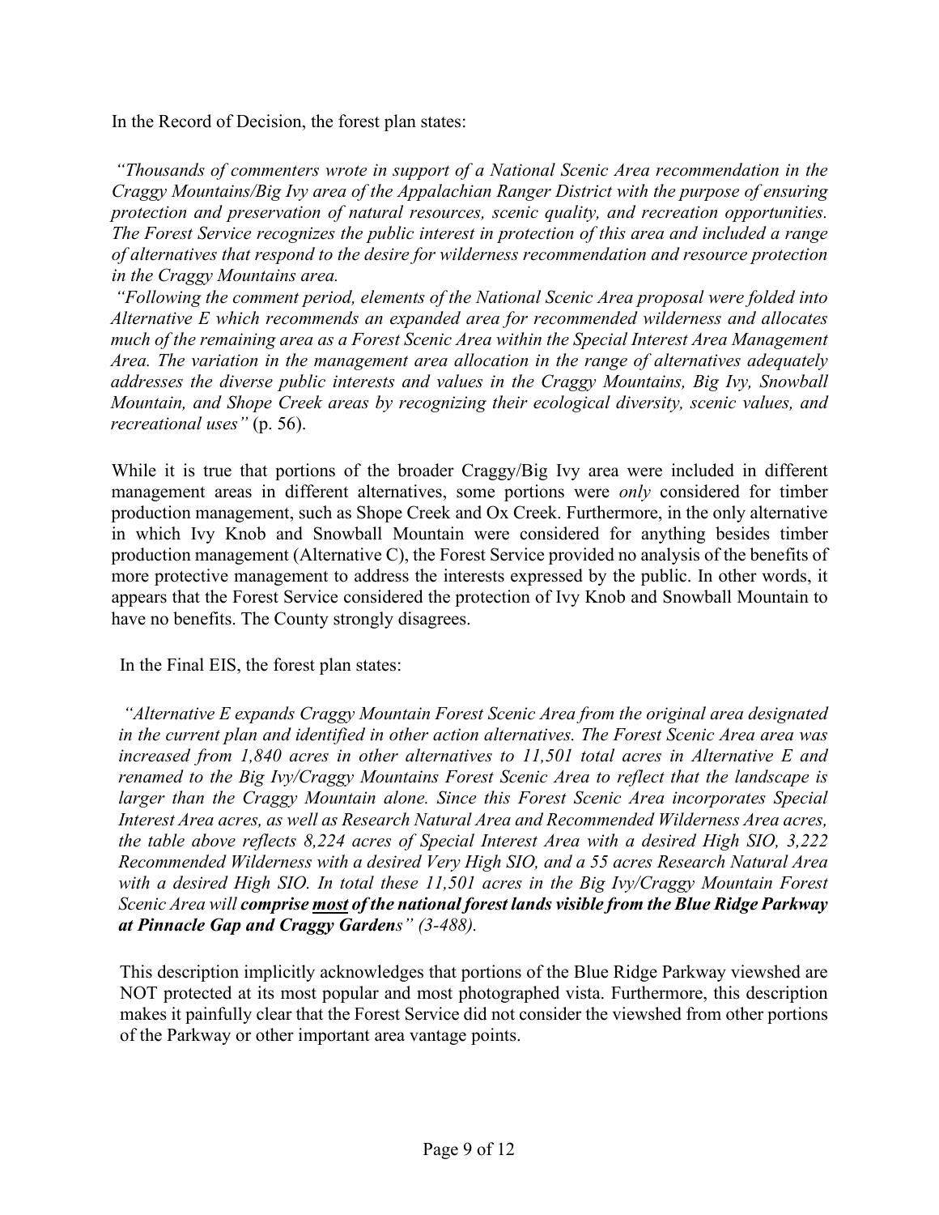In the Record of Decision, the forest plan states:

*"Thousands of commenters wrote in support of a National Scenic Area recommendation in the Craggy Mountains/Big Ivy area of the Appalachian Ranger District with the purpose of ensuring protection and preservation of natural resources, scenic quality, and recreation opportunities. The Forest Service recognizes the public interest in protection of this area and included a range of alternatives that respond to the desire for wilderness recommendation and resource protection in the Craggy Mountains area.*

*"Following the comment period, elements of the National Scenic Area proposal were folded into Alternative E which recommends an expanded area for recommended wilderness and allocates much of the remaining area as a Forest Scenic Area within the Special Interest Area Management Area. The variation in the management area allocation in the range of alternatives adequately addresses the diverse public interests and values in the Craggy Mountains, Big Ivy, Snowball Mountain, and Shope Creek areas by recognizing their ecological diversity, scenic values, and recreational uses"* (p. 56).

While it is true that portions of the broader Craggy/Big Ivy area were included in different management areas in different alternatives, some portions were *only* considered for timber production management, such as Shope Creek and Ox Creek. Furthermore, in the only alternative in which Ivy Knob and Snowball Mountain were considered for anything besides timber production management (Alternative C), the Forest Service provided no analysis of the benefits of more protective management to address the interests expressed by the public. In other words, it appears that the Forest Service considered the protection of Ivy Knob and Snowball Mountain to have no benefits. The County strongly disagrees.

In the Final EIS, the forest plan states:

*"Alternative E expands Craggy Mountain Forest Scenic Area from the original area designated in the current plan and identified in other action alternatives. The Forest Scenic Area area was increased from 1,840 acres in other alternatives to 11,501 total acres in Alternative E and renamed to the Big Ivy/Craggy Mountains Forest Scenic Area to reflect that the landscape is larger than the Craggy Mountain alone. Since this Forest Scenic Area incorporates Special Interest Area acres, as well as Research Natural Area and Recommended Wilderness Area acres, the table above reflects 8,224 acres of Special Interest Area with a desired High SIO, 3,222 Recommended Wilderness with a desired Very High SIO, and a 55 acres Research Natural Area with a desired High SIO. In total these 11,501 acres in the Big Ivy/Craggy Mountain Forest Scenic Area will* ***comprise <u>most</u> of the national forest lands visible from the Blue Ridge Parkway at Pinnacle Gap and Craggy Gardens****" (3-488).*

This description implicitly acknowledges that portions of the Blue Ridge Parkway viewshed are NOT protected at its most popular and most photographed vista. Furthermore, this description makes it painfully clear that the Forest Service did not consider the viewshed from other portions of the Parkway or other important area vantage points.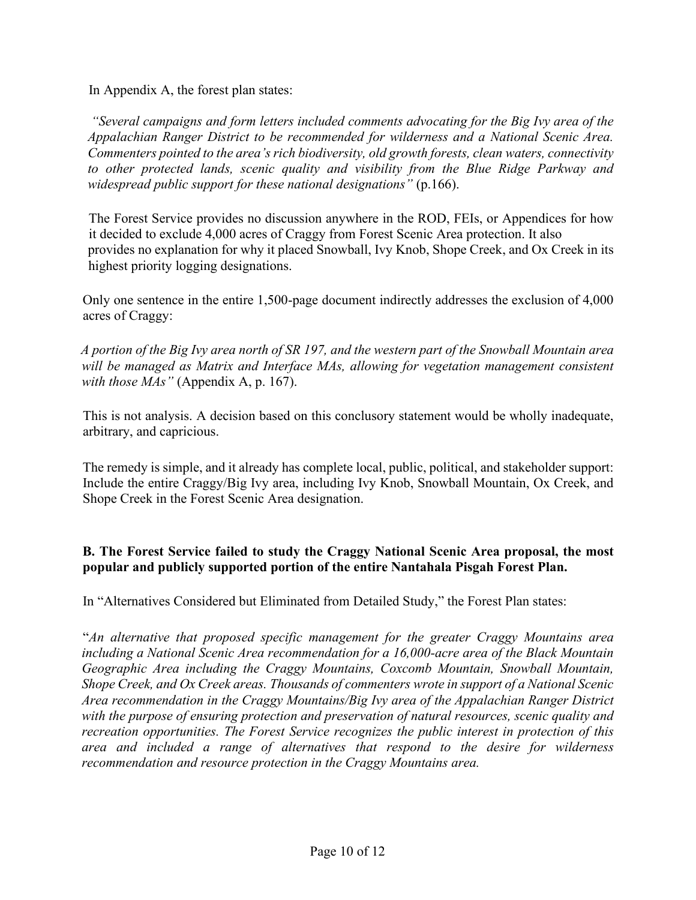In Appendix A, the forest plan states:

*"Several campaigns and form letters included comments advocating for the Big Ivy area of the Appalachian Ranger District to be recommended for wilderness and a National Scenic Area. Commenters pointed to the area's rich biodiversity, old growth forests, clean waters, connectivity to other protected lands, scenic quality and visibility from the Blue Ridge Parkway and widespread public support for these national designations"* (p.166).

The Forest Service provides no discussion anywhere in the ROD, FEIs, or Appendices for how it decided to exclude 4,000 acres of Craggy from Forest Scenic Area protection. It also provides no explanation for why it placed Snowball, Ivy Knob, Shope Creek, and Ox Creek in its highest priority logging designations.

Only one sentence in the entire 1,500-page document indirectly addresses the exclusion of 4,000 acres of Craggy:

*A portion of the Big Ivy area north of SR 197, and the western part of the Snowball Mountain area will be managed as Matrix and Interface MAs, allowing for vegetation management consistent with those MAs"* (Appendix A, p. 167).

This is not analysis. A decision based on this conclusory statement would be wholly inadequate, arbitrary, and capricious.

The remedy is simple, and it already has complete local, public, political, and stakeholder support: Include the entire Craggy/Big Ivy area, including Ivy Knob, Snowball Mountain, Ox Creek, and Shope Creek in the Forest Scenic Area designation.

**B. The Forest Service failed to study the Craggy National Scenic Area proposal, the most popular and publicly supported portion of the entire Nantahala Pisgah Forest Plan.**

In "Alternatives Considered but Eliminated from Detailed Study," the Forest Plan states:

"*An alternative that proposed specific management for the greater Craggy Mountains area including a National Scenic Area recommendation for a 16,000-acre area of the Black Mountain Geographic Area including the Craggy Mountains, Coxcomb Mountain, Snowball Mountain, Shope Creek, and Ox Creek areas. Thousands of commenters wrote in support of a National Scenic Area recommendation in the Craggy Mountains/Big Ivy area of the Appalachian Ranger District with the purpose of ensuring protection and preservation of natural resources, scenic quality and recreation opportunities. The Forest Service recognizes the public interest in protection of this area and included a range of alternatives that respond to the desire for wilderness recommendation and resource protection in the Craggy Mountains area.*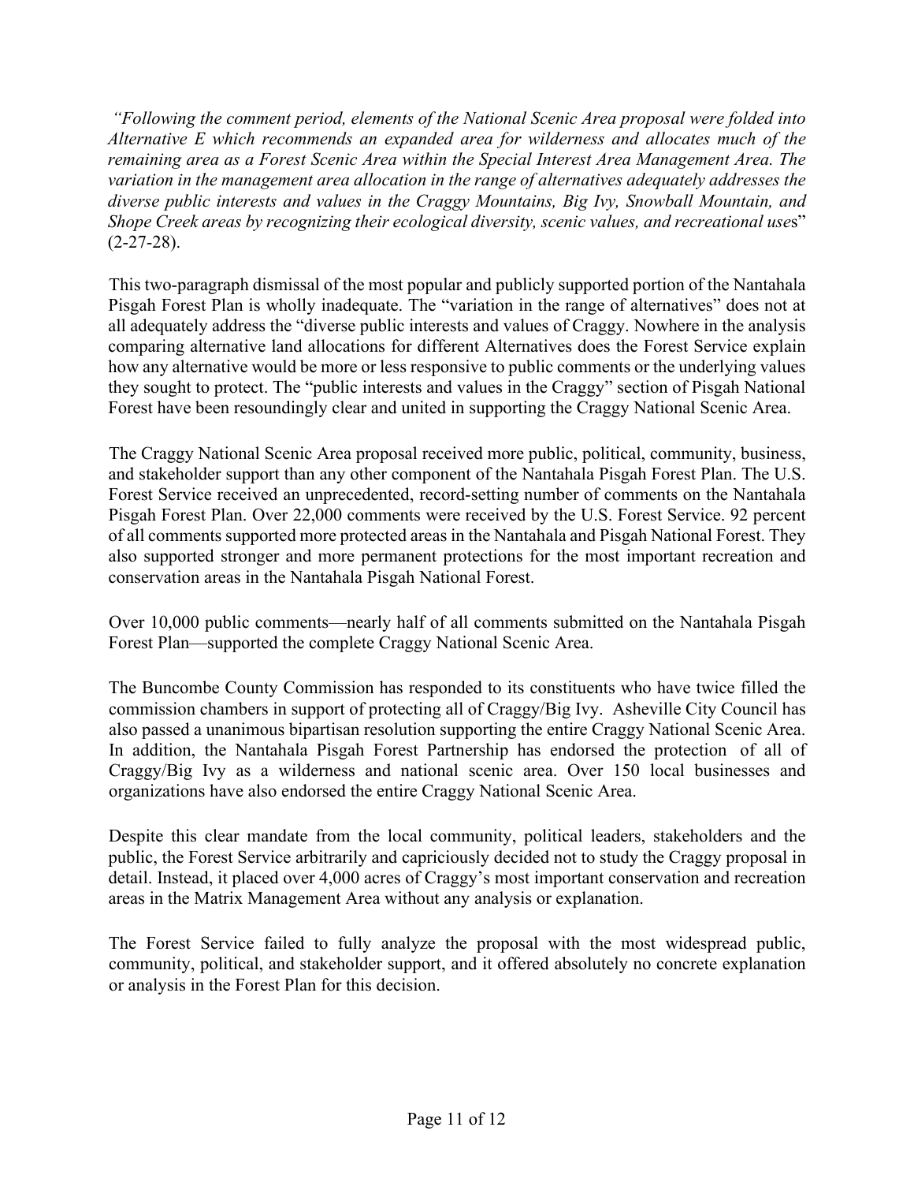*"Following the comment period, elements of the National Scenic Area proposal were folded into Alternative E which recommends an expanded area for wilderness and allocates much of the remaining area as a Forest Scenic Area within the Special Interest Area Management Area. The variation in the management area allocation in the range of alternatives adequately addresses the diverse public interests and values in the Craggy Mountains, Big Ivy, Snowball Mountain, and Shope Creek areas by recognizing their ecological diversity, scenic values, and recreational uses*" (2-27-28).

This two-paragraph dismissal of the most popular and publicly supported portion of the Nantahala Pisgah Forest Plan is wholly inadequate. The "variation in the range of alternatives" does not at all adequately address the "diverse public interests and values of Craggy. Nowhere in the analysis comparing alternative land allocations for different Alternatives does the Forest Service explain how any alternative would be more or less responsive to public comments or the underlying values they sought to protect. The "public interests and values in the Craggy" section of Pisgah National Forest have been resoundingly clear and united in supporting the Craggy National Scenic Area.

The Craggy National Scenic Area proposal received more public, political, community, business, and stakeholder support than any other component of the Nantahala Pisgah Forest Plan. The U.S. Forest Service received an unprecedented, record-setting number of comments on the Nantahala Pisgah Forest Plan. Over 22,000 comments were received by the U.S. Forest Service. 92 percent of all comments supported more protected areas in the Nantahala and Pisgah National Forest. They also supported stronger and more permanent protections for the most important recreation and conservation areas in the Nantahala Pisgah National Forest.

Over 10,000 public comments—nearly half of all comments submitted on the Nantahala Pisgah Forest Plan—supported the complete Craggy National Scenic Area.

The Buncombe County Commission has responded to its constituents who have twice filled the commission chambers in support of protecting all of Craggy/Big Ivy. Asheville City Council has also passed a unanimous bipartisan resolution supporting the entire Craggy National Scenic Area. In addition, the Nantahala Pisgah Forest Partnership has endorsed the protection of all of Craggy/Big Ivy as a wilderness and national scenic area. Over 150 local businesses and organizations have also endorsed the entire Craggy National Scenic Area.

Despite this clear mandate from the local community, political leaders, stakeholders and the public, the Forest Service arbitrarily and capriciously decided not to study the Craggy proposal in detail. Instead, it placed over 4,000 acres of Craggy's most important conservation and recreation areas in the Matrix Management Area without any analysis or explanation.

The Forest Service failed to fully analyze the proposal with the most widespread public, community, political, and stakeholder support, and it offered absolutely no concrete explanation or analysis in the Forest Plan for this decision.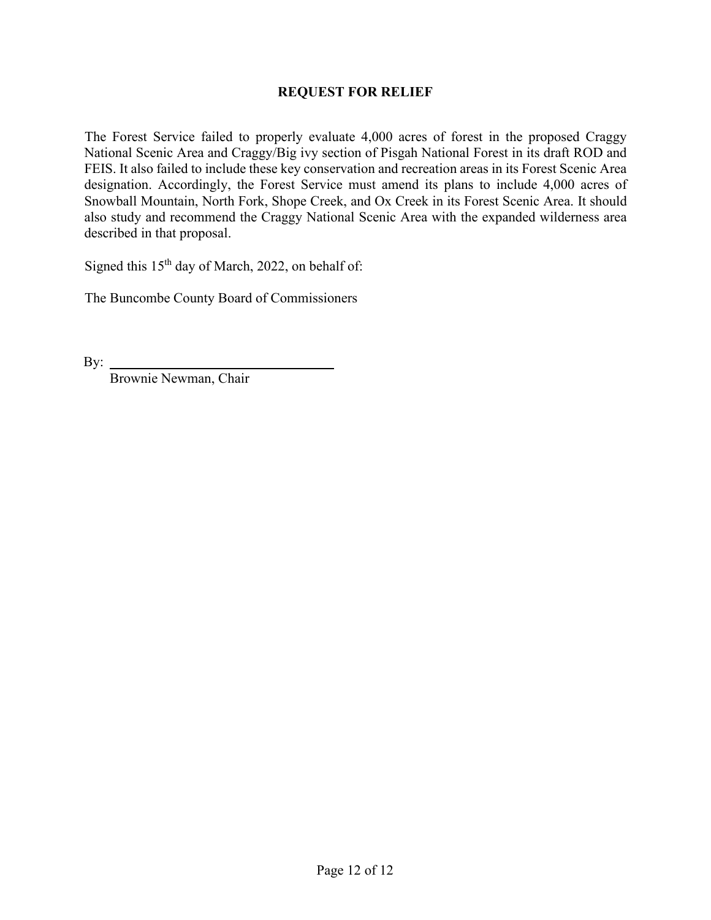## REQUEST FOR RELIEF

The Forest Service failed to properly evaluate 4,000 acres of forest in the proposed Craggy National Scenic Area and Craggy/Big ivy section of Pisgah National Forest in its draft ROD and FEIS. It also failed to include these key conservation and recreation areas in its Forest Scenic Area designation. Accordingly, the Forest Service must amend its plans to include 4,000 acres of Snowball Mountain, North Fork, Shope Creek, and Ox Creek in its Forest Scenic Area. It should also study and recommend the Craggy National Scenic Area with the expanded wilderness area described in that proposal.

Signed this 15th day of March, 2022, on behalf of:

The Buncombe County Board of Commissioners

By: ________________________________

Brownie Newman, Chair